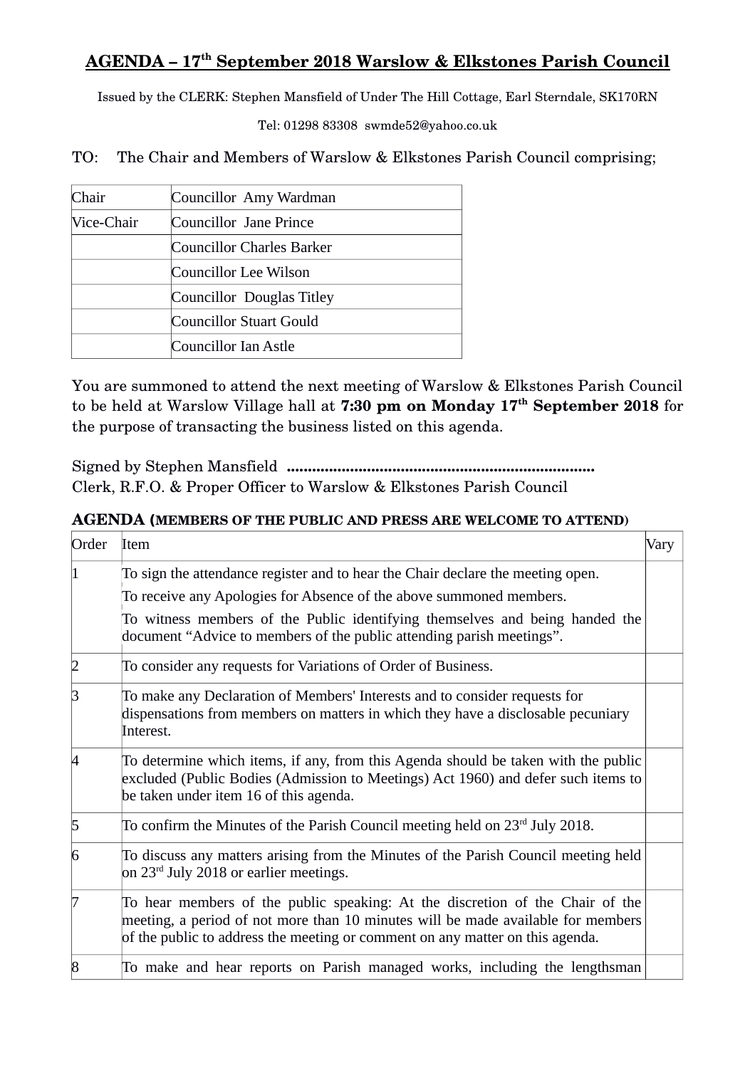# AGENDA – 17th September 2018 Warslow & Elkstones Parish Council

Issued by the CLERK: Stephen Mansfield of Under The Hill Cottage, Earl Sterndale, SK170RN

Tel: 01298 83308 swmde52@yahoo.co.uk

TO: The Chair and Members of Warslow & Elkstones Parish Council comprising;

| | |
|---|---|
| Chair | Councillor Amy Wardman |
| Vice-Chair | Councillor Jane Prince |
| | Councillor Charles Barker |
| | Councillor Lee Wilson |
| | Councillor Douglas Titley |
| | Councillor Stuart Gould |
| | Councillor Ian Astle |

You are summoned to attend the next meeting of Warslow & Elkstones Parish Council to be held at Warslow Village hall at **7:30 pm on Monday 17th September 2018** for the purpose of transacting the business listed on this agenda.

Signed by Stephen Mansfield ........................................................................
Clerk, R.F.O. & Proper Officer to Warslow & Elkstones Parish Council

**AGENDA (MEMBERS OF THE PUBLIC AND PRESS ARE WELCOME TO ATTEND)**

| Order | Item | Vary |
|---|---|---|
| 1 | To sign the attendance register and to hear the Chair declare the meeting open.<br>To receive any Apologies for Absence of the above summoned members.<br>To witness members of the Public identifying themselves and being handed the document "Advice to members of the public attending parish meetings". | |
| 2 | To consider any requests for Variations of Order of Business. | |
| 3 | To make any Declaration of Members' Interests and to consider requests for dispensations from members on matters in which they have a disclosable pecuniary Interest. | |
| 4 | To determine which items, if any, from this Agenda should be taken with the public excluded (Public Bodies (Admission to Meetings) Act 1960) and defer such items to be taken under item 16 of this agenda. | |
| 5 | To confirm the Minutes of the Parish Council meeting held on 23rd July 2018. | |
| 6 | To discuss any matters arising from the Minutes of the Parish Council meeting held on 23rd July 2018 or earlier meetings. | |
| 7 | To hear members of the public speaking: At the discretion of the Chair of the meeting, a period of not more than 10 minutes will be made available for members of the public to address the meeting or comment on any matter on this agenda. | |
| 8 | To make and hear reports on Parish managed works, including the lengthsman | |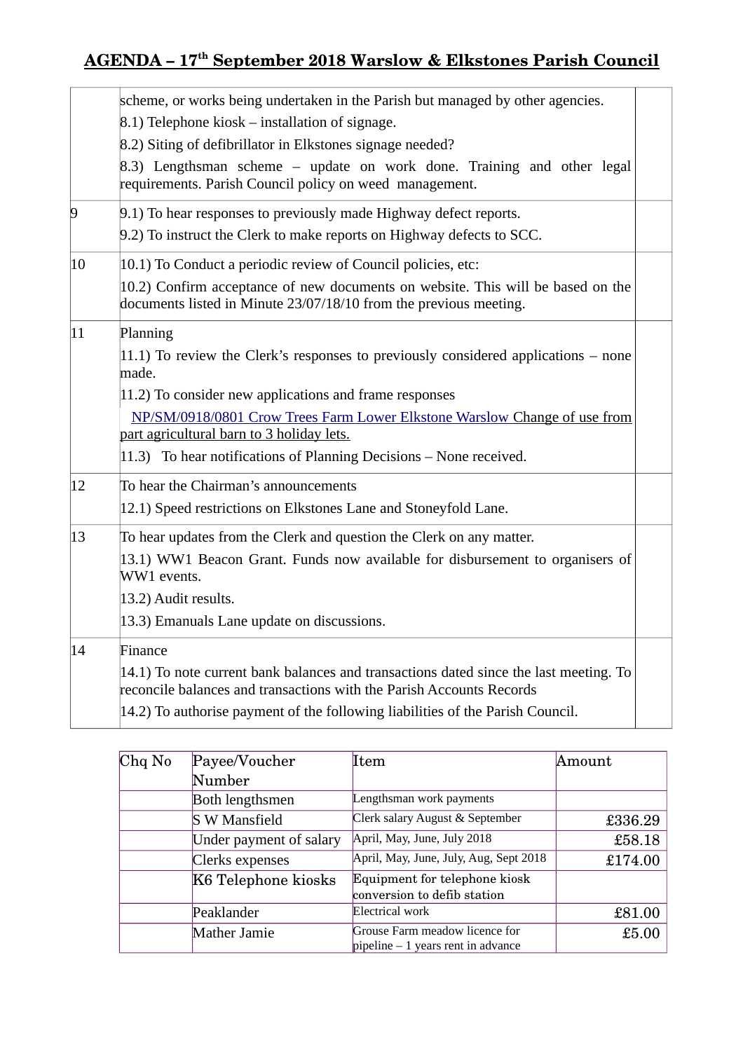| | | |
|---|---|---|
| | scheme, or works being undertaken in the Parish but managed by other agencies.<br>8.1) Telephone kiosk – installation of signage.<br>8.2) Siting of defibrillator in Elkstones signage needed?<br>8.3) Lengthsman scheme – update on work done. Training and other legal requirements. Parish Council policy on weed management. | |
| 9 | 9.1) To hear responses to previously made Highway defect reports.<br>9.2) To instruct the Clerk to make reports on Highway defects to SCC. | |
| 10 | 10.1) To Conduct a periodic review of Council policies, etc:<br>10.2) Confirm acceptance of new documents on website. This will be based on the documents listed in Minute 23/07/18/10 from the previous meeting. | |
| 11 | Planning<br>11.1) To review the Clerk's responses to previously considered applications – none made.<br>11.2) To consider new applications and frame responses<br>NP/SM/0918/0801 Crow Trees Farm Lower Elkstone Warslow Change of use from part agricultural barn to 3 holiday lets.<br>11.3) To hear notifications of Planning Decisions – None received. | |
| 12 | To hear the Chairman's announcements<br>12.1) Speed restrictions on Elkstones Lane and Stoneyfold Lane. | |
| 13 | To hear updates from the Clerk and question the Clerk on any matter.<br>13.1) WW1 Beacon Grant. Funds now available for disbursement to organisers of WW1 events.<br>13.2) Audit results.<br>13.3) Emanuals Lane update on discussions. | |
| 14 | Finance<br>14.1) To note current bank balances and transactions dated since the last meeting. To reconcile balances and transactions with the Parish Accounts Records<br>14.2) To authorise payment of the following liabilities of the Parish Council. | |

| Chq No | Payee/Voucher Number | Item | Amount |
|---|---|---|---|
| | Both lengthsmen | Lengthsman work payments | |
| | S W Mansfield | Clerk salary August & September | £336.29 |
| | Under payment of salary | April, May, June, July 2018 | £58.18 |
| | Clerks expenses | April, May, June, July, Aug, Sept 2018 | £174.00 |
| | K6 Telephone kiosks | Equipment for telephone kiosk conversion to defib station | |
| | Peaklander | Electrical work | £81.00 |
| | Mather Jamie | Grouse Farm meadow licence for pipeline – 1 years rent in advance | £5.00 |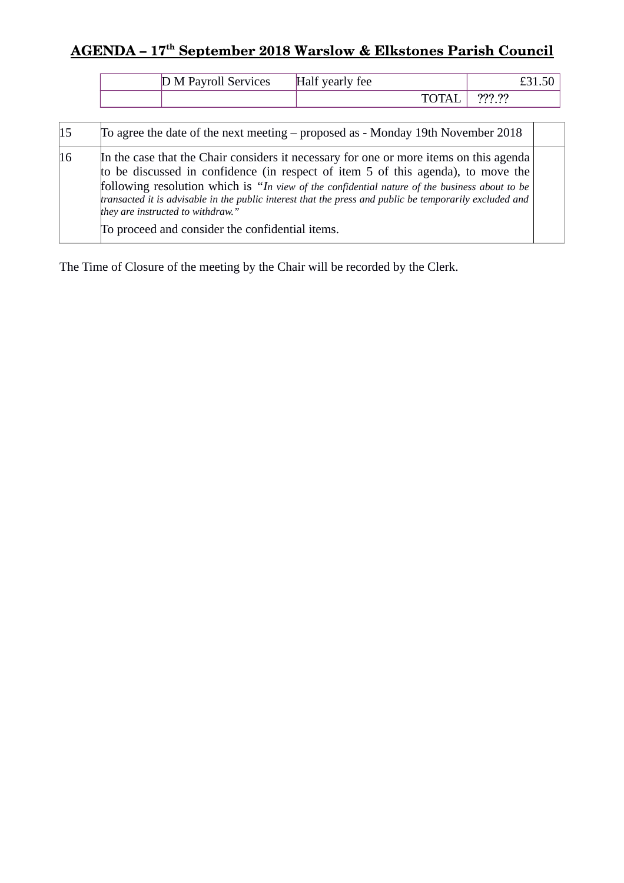# AGENDA – 17th September 2018 Warslow & Elkstones Parish Council

| | | | |
|---|---|---|---|
| | D M Payroll Services | Half yearly fee | £31.50 |
| | | TOTAL | ???.?? |

| | | |
|---|---|---|
| 15 | To agree the date of the next meeting – proposed as - Monday 19th November 2018 | |
| 16 | In the case that the Chair considers it necessary for one or more items on this agenda to be discussed in confidence (in respect of item 5 of this agenda), to move the following resolution which is *"In view of the confidential nature of the business about to be transacted it is advisable in the public interest that the press and public be temporarily excluded and they are instructed to withdraw."*<br>To proceed and consider the confidential items. | |

The Time of Closure of the meeting by the Chair will be recorded by the Clerk.